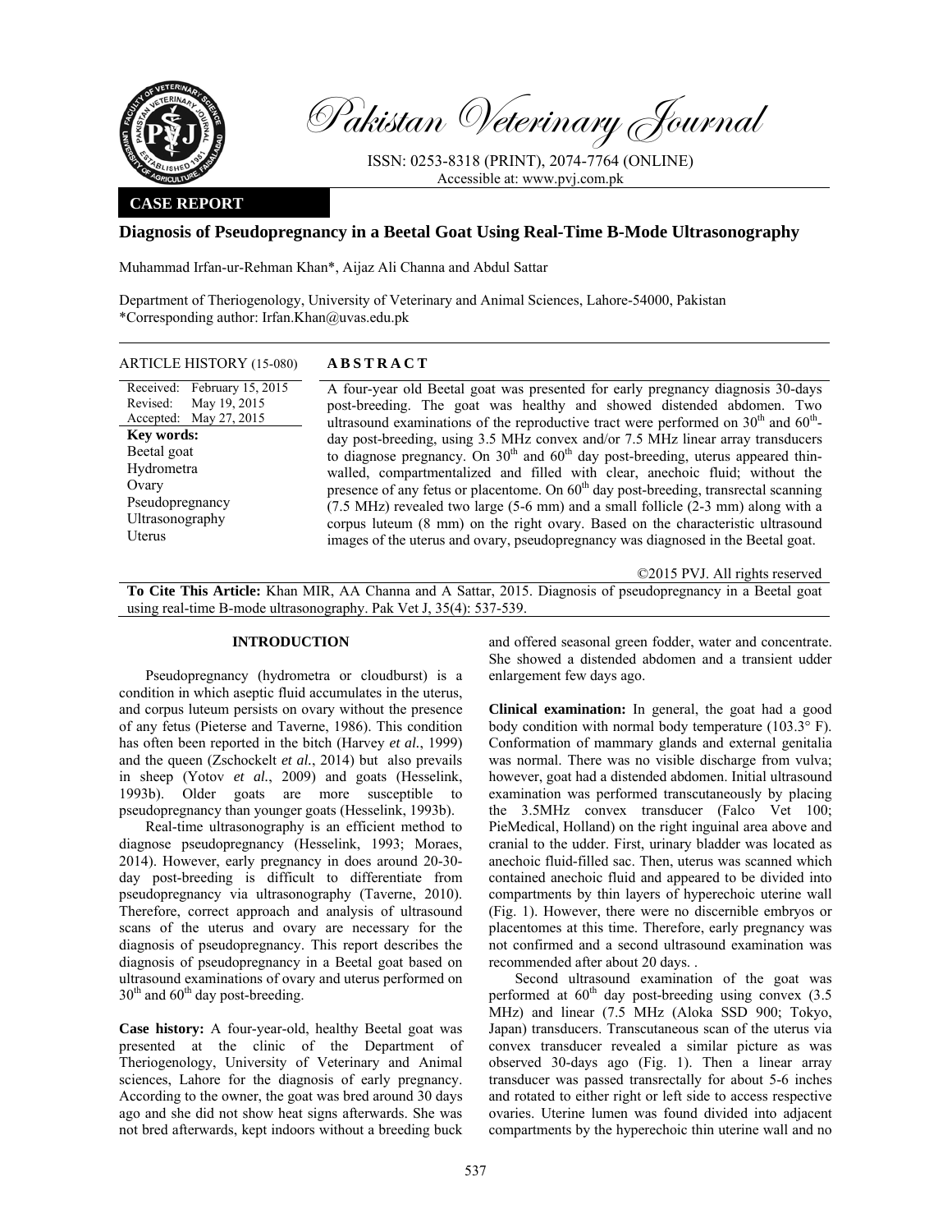# Pakistan Veterinary Journal

ISSN: 0253-8318 (PRINT), 2074-7764 (ONLINE)
Accessible at: www.pvj.com.pk

**CASE REPORT**

## Diagnosis of Pseudopregnancy in a Beetal Goat Using Real-Time B-Mode Ultrasonography

Muhammad Irfan-ur-Rehman Khan*, Aijaz Ali Channa and Abdul Sattar

Department of Theriogenology, University of Veterinary and Animal Sciences, Lahore-54000, Pakistan
*Corresponding author: Irfan.Khan@uvas.edu.pk

**ARTICLE HISTORY** (15-080)

Received: February 15, 2015
Revised: May 19, 2015
Accepted: May 27, 2015

**Key words:**
Beetal goat
Hydrometra
Ovary
Pseudopregnancy
Ultrasonography
Uterus

**ABSTRACT**

A four-year old Beetal goat was presented for early pregnancy diagnosis 30-days post-breeding. The goat was healthy and showed distended abdomen. Two ultrasound examinations of the reproductive tract were performed on 30th and 60th-day post-breeding, using 3.5 MHz convex and/or 7.5 MHz linear array transducers to diagnose pregnancy. On 30th and 60th day post-breeding, uterus appeared thin-walled, compartmentalized and filled with clear, anechoic fluid; without the presence of any fetus or placentome. On 60th day post-breeding, transrectal scanning (7.5 MHz) revealed two large (5-6 mm) and a small follicle (2-3 mm) along with a corpus luteum (8 mm) on the right ovary. Based on the characteristic ultrasound images of the uterus and ovary, pseudopregnancy was diagnosed in the Beetal goat.

©2015 PVJ. All rights reserved

**To Cite This Article:** Khan MIR, AA Channa and A Sattar, 2015. Diagnosis of pseudopregnancy in a Beetal goat using real-time B-mode ultrasonography. Pak Vet J, 35(4): 537-539.

## INTRODUCTION

Pseudopregnancy (hydrometra or cloudburst) is a condition in which aseptic fluid accumulates in the uterus, and corpus luteum persists on ovary without the presence of any fetus (Pieterse and Taverne, 1986). This condition has often been reported in the bitch (Harvey *et al.*, 1999) and the queen (Zschockelt *et al.*, 2014) but also prevails in sheep (Yotov *et al.*, 2009) and goats (Hesselink, 1993b). Older goats are more susceptible to pseudopregnancy than younger goats (Hesselink, 1993b).

Real-time ultrasonography is an efficient method to diagnose pseudopregnancy (Hesselink, 1993; Moraes, 2014). However, early pregnancy in does around 20-30-day post-breeding is difficult to differentiate from pseudopregnancy via ultrasonography (Taverne, 2010). Therefore, correct approach and analysis of ultrasound scans of the uterus and ovary are necessary for the diagnosis of pseudopregnancy. This report describes the diagnosis of pseudopregnancy in a Beetal goat based on ultrasound examinations of ovary and uterus performed on 30th and 60th day post-breeding.

**Case history:** A four-year-old, healthy Beetal goat was presented at the clinic of the Department of Theriogenology, University of Veterinary and Animal sciences, Lahore for the diagnosis of early pregnancy. According to the owner, the goat was bred around 30 days ago and she did not show heat signs afterwards. She was not bred afterwards, kept indoors without a breeding buck and offered seasonal green fodder, water and concentrate. She showed a distended abdomen and a transient udder enlargement few days ago.

**Clinical examination:** In general, the goat had a good body condition with normal body temperature (103.3° F). Conformation of mammary glands and external genitalia was normal. There was no visible discharge from vulva; however, goat had a distended abdomen. Initial ultrasound examination was performed transcutaneously by placing the 3.5MHz convex transducer (Falco Vet 100; PieMedical, Holland) on the right inguinal area above and cranial to the udder. First, urinary bladder was located as anechoic fluid-filled sac. Then, uterus was scanned which contained anechoic fluid and appeared to be divided into compartments by thin layers of hyperechoic uterine wall (Fig. 1). However, there were no discernible embryos or placentomes at this time. Therefore, early pregnancy was not confirmed and a second ultrasound examination was recommended after about 20 days. .

Second ultrasound examination of the goat was performed at 60th day post-breeding using convex (3.5 MHz) and linear (7.5 MHz (Aloka SSD 900; Tokyo, Japan) transducers. Transcutaneous scan of the uterus via convex transducer revealed a similar picture as was observed 30-days ago (Fig. 1). Then a linear array transducer was passed transrectally for about 5-6 inches and rotated to either right or left side to access respective ovaries. Uterine lumen was found divided into adjacent compartments by the hyperechoic thin uterine wall and no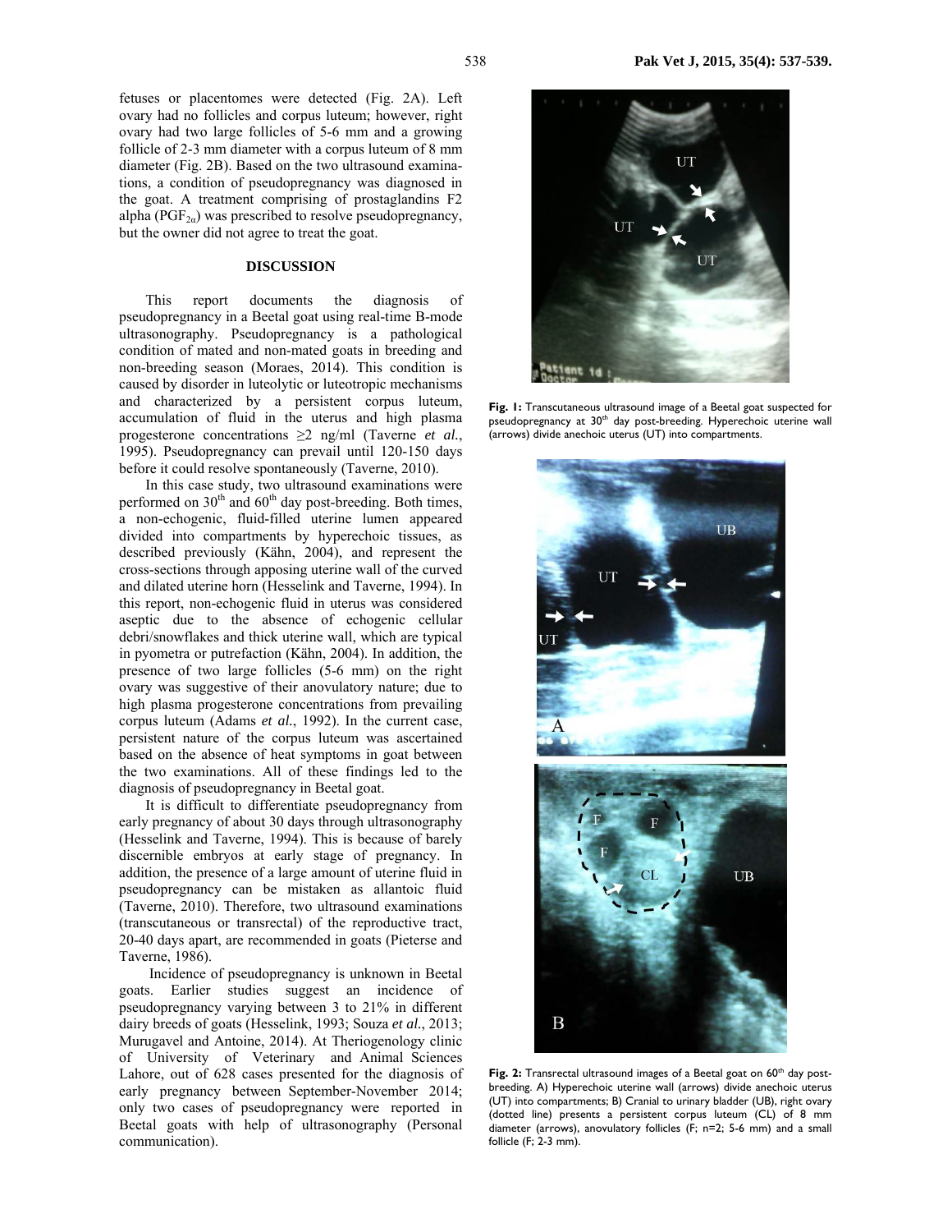fetuses or placentomes were detected (Fig. 2A). Left ovary had no follicles and corpus luteum; however, right ovary had two large follicles of 5-6 mm and a growing follicle of 2-3 mm diameter with a corpus luteum of 8 mm diameter (Fig. 2B). Based on the two ultrasound examinations, a condition of pseudopregnancy was diagnosed in the goat. A treatment comprising of prostaglandins F2 alpha ($PGF_{2\alpha}$) was prescribed to resolve pseudopregnancy, but the owner did not agree to treat the goat.

## DISCUSSION

This report documents the diagnosis of pseudopregnancy in a Beetal goat using real-time B-mode ultrasonography. Pseudopregnancy is a pathological condition of mated and non-mated goats in breeding and non-breeding season (Moraes, 2014). This condition is caused by disorder in luteolytic or luteotropic mechanisms and characterized by a persistent corpus luteum, accumulation of fluid in the uterus and high plasma progesterone concentrations ≥2 ng/ml (Taverne *et al.*, 1995). Pseudopregnancy can prevail until 120-150 days before it could resolve spontaneously (Taverne, 2010).

In this case study, two ultrasound examinations were performed on 30th and 60th day post-breeding. Both times, a non-echogenic, fluid-filled uterine lumen appeared divided into compartments by hyperechoic tissues, as described previously (Kähn, 2004), and represent the cross-sections through apposing uterine wall of the curved and dilated uterine horn (Hesselink and Taverne, 1994). In this report, non-echogenic fluid in uterus was considered aseptic due to the absence of echogenic cellular debri/snowflakes and thick uterine wall, which are typical in pyometra or putrefaction (Kähn, 2004). In addition, the presence of two large follicles (5-6 mm) on the right ovary was suggestive of their anovulatory nature; due to high plasma progesterone concentrations from prevailing corpus luteum (Adams *et al.*, 1992). In the current case, persistent nature of the corpus luteum was ascertained based on the absence of heat symptoms in goat between the two examinations. All of these findings led to the diagnosis of pseudopregnancy in Beetal goat.

It is difficult to differentiate pseudopregnancy from early pregnancy of about 30 days through ultrasonography (Hesselink and Taverne, 1994). This is because of barely discernible embryos at early stage of pregnancy. In addition, the presence of a large amount of uterine fluid in pseudopregnancy can be mistaken as allantoic fluid (Taverne, 2010). Therefore, two ultrasound examinations (transcutaneous or transrectal) of the reproductive tract, 20-40 days apart, are recommended in goats (Pieterse and Taverne, 1986).

Incidence of pseudopregnancy is unknown in Beetal goats. Earlier studies suggest an incidence of pseudopregnancy varying between 3 to 21% in different dairy breeds of goats (Hesselink, 1993; Souza *et al.*, 2013; Murugavel and Antoine, 2014). At Theriogenology clinic of University of Veterinary and Animal Sciences Lahore, out of 628 cases presented for the diagnosis of early pregnancy between September-November 2014; only two cases of pseudopregnancy were reported in Beetal goats with help of ultrasonography (Personal communication).

**Fig. 1:** Transcutaneous ultrasound image of a Beetal goat suspected for pseudopregnancy at 30th day post-breeding. Hyperechoic uterine wall (arrows) divide anechoic uterus (UT) into compartments.

**Fig. 2:** Transrectal ultrasound images of a Beetal goat on 60th day post-breeding. A) Hyperechoic uterine wall (arrows) divide anechoic uterus (UT) into compartments; B) Cranial to urinary bladder (UB), right ovary (dotted line) presents a persistent corpus luteum (CL) of 8 mm diameter (arrows), anovulatory follicles (F; n=2; 5-6 mm) and a small follicle (F; 2-3 mm).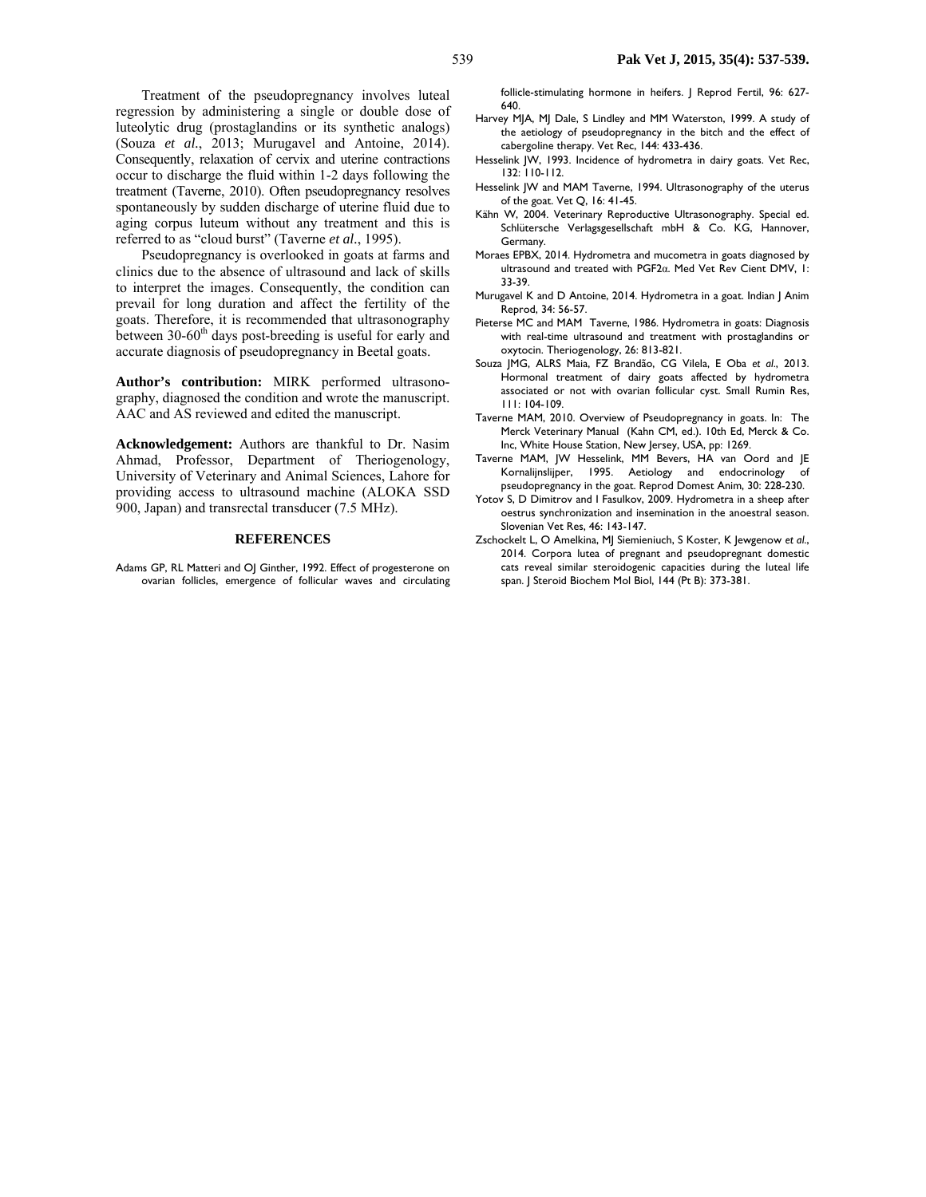Treatment of the pseudopregnancy involves luteal regression by administering a single or double dose of luteolytic drug (prostaglandins or its synthetic analogs) (Souza *et al.*, 2013; Murugavel and Antoine, 2014). Consequently, relaxation of cervix and uterine contractions occur to discharge the fluid within 1-2 days following the treatment (Taverne, 2010). Often pseudopregnancy resolves spontaneously by sudden discharge of uterine fluid due to aging corpus luteum without any treatment and this is referred to as "cloud burst" (Taverne *et al.*, 1995).

Pseudopregnancy is overlooked in goats at farms and clinics due to the absence of ultrasound and lack of skills to interpret the images. Consequently, the condition can prevail for long duration and affect the fertility of the goats. Therefore, it is recommended that ultrasonography between 30-60th days post-breeding is useful for early and accurate diagnosis of pseudopregnancy in Beetal goats.

**Author's contribution:** MIRK performed ultrasonography, diagnosed the condition and wrote the manuscript. AAC and AS reviewed and edited the manuscript.

**Acknowledgement:** Authors are thankful to Dr. Nasim Ahmad, Professor, Department of Theriogenology, University of Veterinary and Animal Sciences, Lahore for providing access to ultrasound machine (ALOKA SSD 900, Japan) and transrectal transducer (7.5 MHz).

## REFERENCES

Adams GP, RL Matteri and OJ Ginther, 1992. Effect of progesterone on ovarian follicles, emergence of follicular waves and circulating follicle-stimulating hormone in heifers. J Reprod Fertil, 96: 627-640.

Harvey MJA, MJ Dale, S Lindley and MM Waterston, 1999. A study of the aetiology of pseudopregnancy in the bitch and the effect of cabergoline therapy. Vet Rec, 144: 433-436.

Hesselink JW, 1993. Incidence of hydrometra in dairy goats. Vet Rec, 132: 110-112.

Hesselink JW and MAM Taverne, 1994. Ultrasonography of the uterus of the goat. Vet Q, 16: 41-45.

Kähn W, 2004. Veterinary Reproductive Ultrasonography. Special ed. Schlütersche Verlagsgesellschaft mbH & Co. KG, Hannover, Germany.

Moraes EPBX, 2014. Hydrometra and mucometra in goats diagnosed by ultrasound and treated with PGF2α. Med Vet Rev Cient DMV, 1: 33-39.

Murugavel K and D Antoine, 2014. Hydrometra in a goat. Indian J Anim Reprod, 34: 56-57.

Pieterse MC and MAM Taverne, 1986. Hydrometra in goats: Diagnosis with real-time ultrasound and treatment with prostaglandins or oxytocin. Theriogenology, 26: 813-821.

Souza JMG, ALRS Maia, FZ Brandão, CG Vilela, E Oba *et al.*, 2013. Hormonal treatment of dairy goats affected by hydrometra associated or not with ovarian follicular cyst. Small Rumin Res, 111: 104-109.

Taverne MAM, 2010. Overview of Pseudopregnancy in goats. In: The Merck Veterinary Manual (Kahn CM, ed.). 10th Ed, Merck & Co. Inc, White House Station, New Jersey, USA, pp: 1269.

Taverne MAM, JW Hesselink, MM Bevers, HA van Oord and JE Kornalijnslijper, 1995. Aetiology and endocrinology of pseudopregnancy in the goat. Reprod Domest Anim, 30: 228-230.

Yotov S, D Dimitrov and I Fasulkov, 2009. Hydrometra in a sheep after oestrus synchronization and insemination in the anoestral season. Slovenian Vet Res, 46: 143-147.

Zschockelt L, O Amelkina, MJ Siemieniuch, S Koster, K Jewgenow *et al.*, 2014. Corpora lutea of pregnant and pseudopregnant domestic cats reveal similar steroidogenic capacities during the luteal life span. J Steroid Biochem Mol Biol, 144 (Pt B): 373-381.